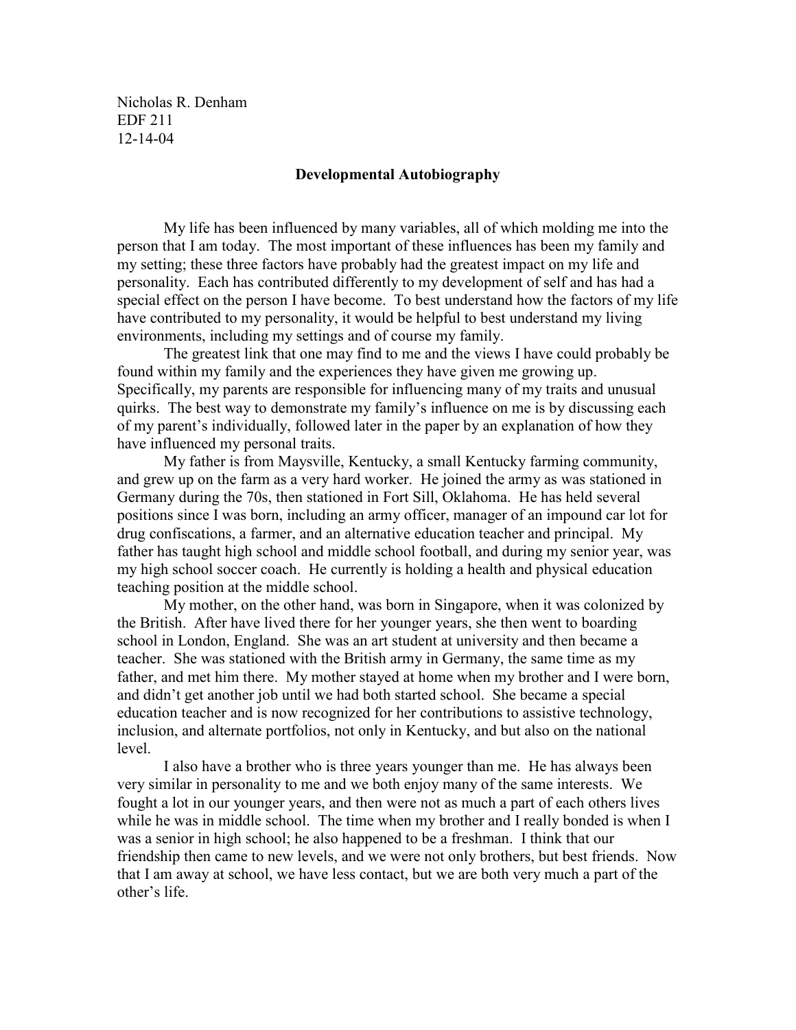Nicholas R. Denham
EDF 211
12-14-04

## Developmental Autobiography

My life has been influenced by many variables, all of which molding me into the person that I am today. The most important of these influences has been my family and my setting; these three factors have probably had the greatest impact on my life and personality. Each has contributed differently to my development of self and has had a special effect on the person I have become. To best understand how the factors of my life have contributed to my personality, it would be helpful to best understand my living environments, including my settings and of course my family.

The greatest link that one may find to me and the views I have could probably be found within my family and the experiences they have given me growing up. Specifically, my parents are responsible for influencing many of my traits and unusual quirks. The best way to demonstrate my family's influence on me is by discussing each of my parent's individually, followed later in the paper by an explanation of how they have influenced my personal traits.

My father is from Maysville, Kentucky, a small Kentucky farming community, and grew up on the farm as a very hard worker. He joined the army as was stationed in Germany during the 70s, then stationed in Fort Sill, Oklahoma. He has held several positions since I was born, including an army officer, manager of an impound car lot for drug confiscations, a farmer, and an alternative education teacher and principal. My father has taught high school and middle school football, and during my senior year, was my high school soccer coach. He currently is holding a health and physical education teaching position at the middle school.

My mother, on the other hand, was born in Singapore, when it was colonized by the British. After have lived there for her younger years, she then went to boarding school in London, England. She was an art student at university and then became a teacher. She was stationed with the British army in Germany, the same time as my father, and met him there. My mother stayed at home when my brother and I were born, and didn't get another job until we had both started school. She became a special education teacher and is now recognized for her contributions to assistive technology, inclusion, and alternate portfolios, not only in Kentucky, and but also on the national level.

I also have a brother who is three years younger than me. He has always been very similar in personality to me and we both enjoy many of the same interests. We fought a lot in our younger years, and then were not as much a part of each others lives while he was in middle school. The time when my brother and I really bonded is when I was a senior in high school; he also happened to be a freshman. I think that our friendship then came to new levels, and we were not only brothers, but best friends. Now that I am away at school, we have less contact, but we are both very much a part of the other's life.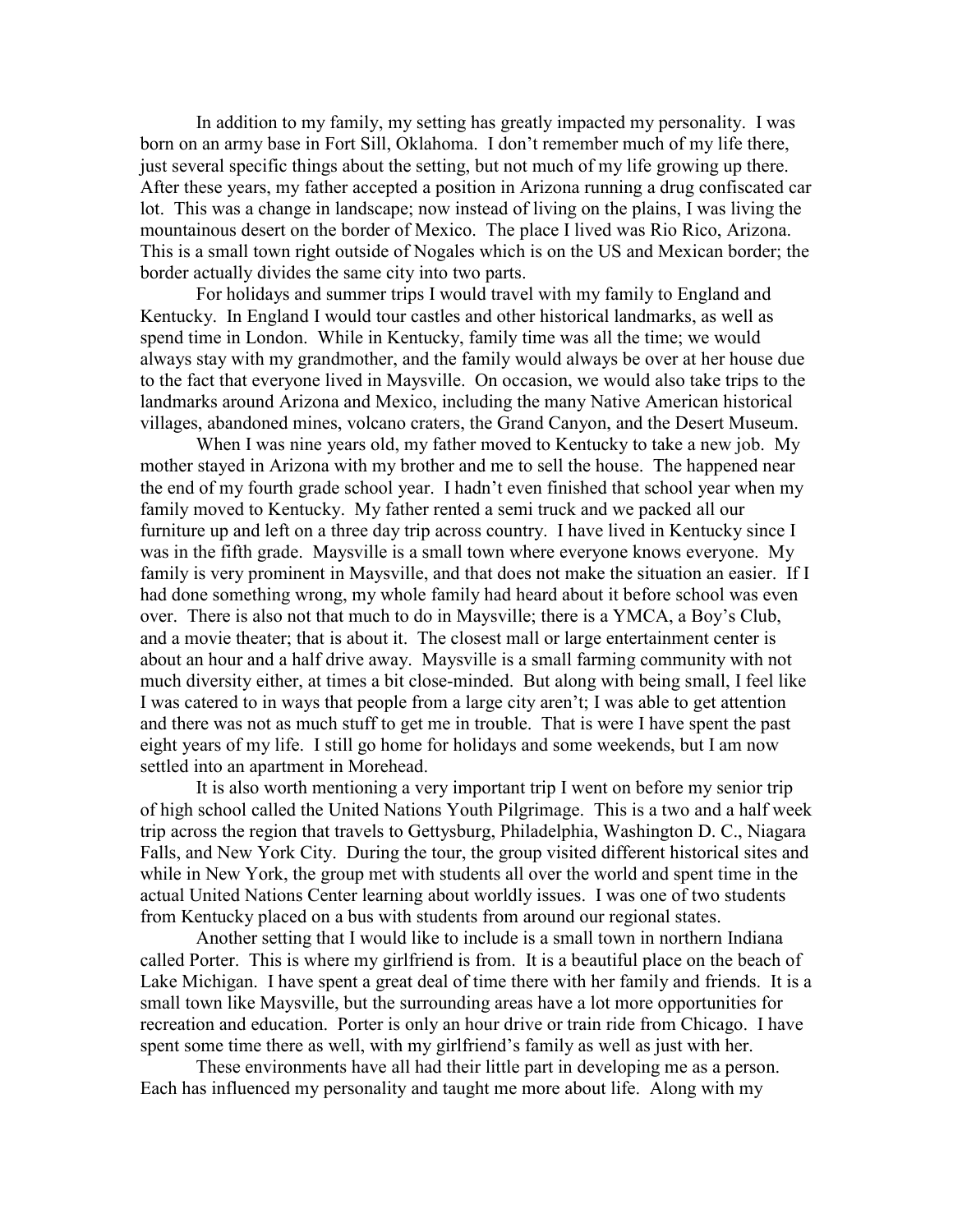In addition to my family, my setting has greatly impacted my personality. I was born on an army base in Fort Sill, Oklahoma. I don't remember much of my life there, just several specific things about the setting, but not much of my life growing up there. After these years, my father accepted a position in Arizona running a drug confiscated car lot. This was a change in landscape; now instead of living on the plains, I was living the mountainous desert on the border of Mexico. The place I lived was Rio Rico, Arizona. This is a small town right outside of Nogales which is on the US and Mexican border; the border actually divides the same city into two parts.

For holidays and summer trips I would travel with my family to England and Kentucky. In England I would tour castles and other historical landmarks, as well as spend time in London. While in Kentucky, family time was all the time; we would always stay with my grandmother, and the family would always be over at her house due to the fact that everyone lived in Maysville. On occasion, we would also take trips to the landmarks around Arizona and Mexico, including the many Native American historical villages, abandoned mines, volcano craters, the Grand Canyon, and the Desert Museum.

When I was nine years old, my father moved to Kentucky to take a new job. My mother stayed in Arizona with my brother and me to sell the house. The happened near the end of my fourth grade school year. I hadn't even finished that school year when my family moved to Kentucky. My father rented a semi truck and we packed all our furniture up and left on a three day trip across country. I have lived in Kentucky since I was in the fifth grade. Maysville is a small town where everyone knows everyone. My family is very prominent in Maysville, and that does not make the situation an easier. If I had done something wrong, my whole family had heard about it before school was even over. There is also not that much to do in Maysville; there is a YMCA, a Boy's Club, and a movie theater; that is about it. The closest mall or large entertainment center is about an hour and a half drive away. Maysville is a small farming community with not much diversity either, at times a bit close-minded. But along with being small, I feel like I was catered to in ways that people from a large city aren't; I was able to get attention and there was not as much stuff to get me in trouble. That is were I have spent the past eight years of my life. I still go home for holidays and some weekends, but I am now settled into an apartment in Morehead.

It is also worth mentioning a very important trip I went on before my senior trip of high school called the United Nations Youth Pilgrimage. This is a two and a half week trip across the region that travels to Gettysburg, Philadelphia, Washington D. C., Niagara Falls, and New York City. During the tour, the group visited different historical sites and while in New York, the group met with students all over the world and spent time in the actual United Nations Center learning about worldly issues. I was one of two students from Kentucky placed on a bus with students from around our regional states.

Another setting that I would like to include is a small town in northern Indiana called Porter. This is where my girlfriend is from. It is a beautiful place on the beach of Lake Michigan. I have spent a great deal of time there with her family and friends. It is a small town like Maysville, but the surrounding areas have a lot more opportunities for recreation and education. Porter is only an hour drive or train ride from Chicago. I have spent some time there as well, with my girlfriend's family as well as just with her.

These environments have all had their little part in developing me as a person. Each has influenced my personality and taught me more about life. Along with my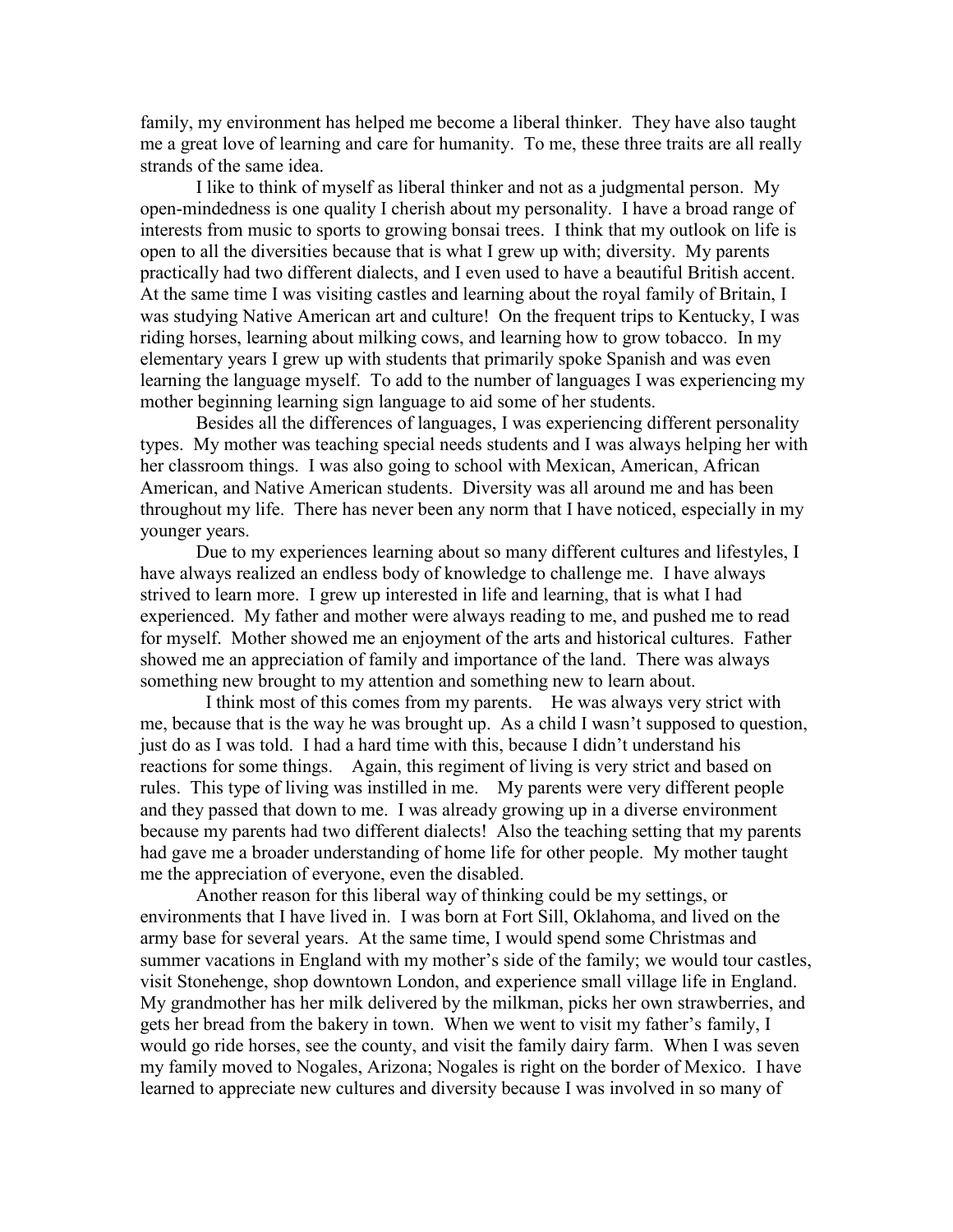family, my environment has helped me become a liberal thinker. They have also taught me a great love of learning and care for humanity. To me, these three traits are all really strands of the same idea.

I like to think of myself as liberal thinker and not as a judgmental person. My open-mindedness is one quality I cherish about my personality. I have a broad range of interests from music to sports to growing bonsai trees. I think that my outlook on life is open to all the diversities because that is what I grew up with; diversity. My parents practically had two different dialects, and I even used to have a beautiful British accent. At the same time I was visiting castles and learning about the royal family of Britain, I was studying Native American art and culture! On the frequent trips to Kentucky, I was riding horses, learning about milking cows, and learning how to grow tobacco. In my elementary years I grew up with students that primarily spoke Spanish and was even learning the language myself. To add to the number of languages I was experiencing my mother beginning learning sign language to aid some of her students.

Besides all the differences of languages, I was experiencing different personality types. My mother was teaching special needs students and I was always helping her with her classroom things. I was also going to school with Mexican, American, African American, and Native American students. Diversity was all around me and has been throughout my life. There has never been any norm that I have noticed, especially in my younger years.

Due to my experiences learning about so many different cultures and lifestyles, I have always realized an endless body of knowledge to challenge me. I have always strived to learn more. I grew up interested in life and learning, that is what I had experienced. My father and mother were always reading to me, and pushed me to read for myself. Mother showed me an enjoyment of the arts and historical cultures. Father showed me an appreciation of family and importance of the land. There was always something new brought to my attention and something new to learn about.

I think most of this comes from my parents. He was always very strict with me, because that is the way he was brought up. As a child I wasn't supposed to question, just do as I was told. I had a hard time with this, because I didn't understand his reactions for some things. Again, this regiment of living is very strict and based on rules. This type of living was instilled in me. My parents were very different people and they passed that down to me. I was already growing up in a diverse environment because my parents had two different dialects! Also the teaching setting that my parents had gave me a broader understanding of home life for other people. My mother taught me the appreciation of everyone, even the disabled.

Another reason for this liberal way of thinking could be my settings, or environments that I have lived in. I was born at Fort Sill, Oklahoma, and lived on the army base for several years. At the same time, I would spend some Christmas and summer vacations in England with my mother's side of the family; we would tour castles, visit Stonehenge, shop downtown London, and experience small village life in England. My grandmother has her milk delivered by the milkman, picks her own strawberries, and gets her bread from the bakery in town. When we went to visit my father's family, I would go ride horses, see the county, and visit the family dairy farm. When I was seven my family moved to Nogales, Arizona; Nogales is right on the border of Mexico. I have learned to appreciate new cultures and diversity because I was involved in so many of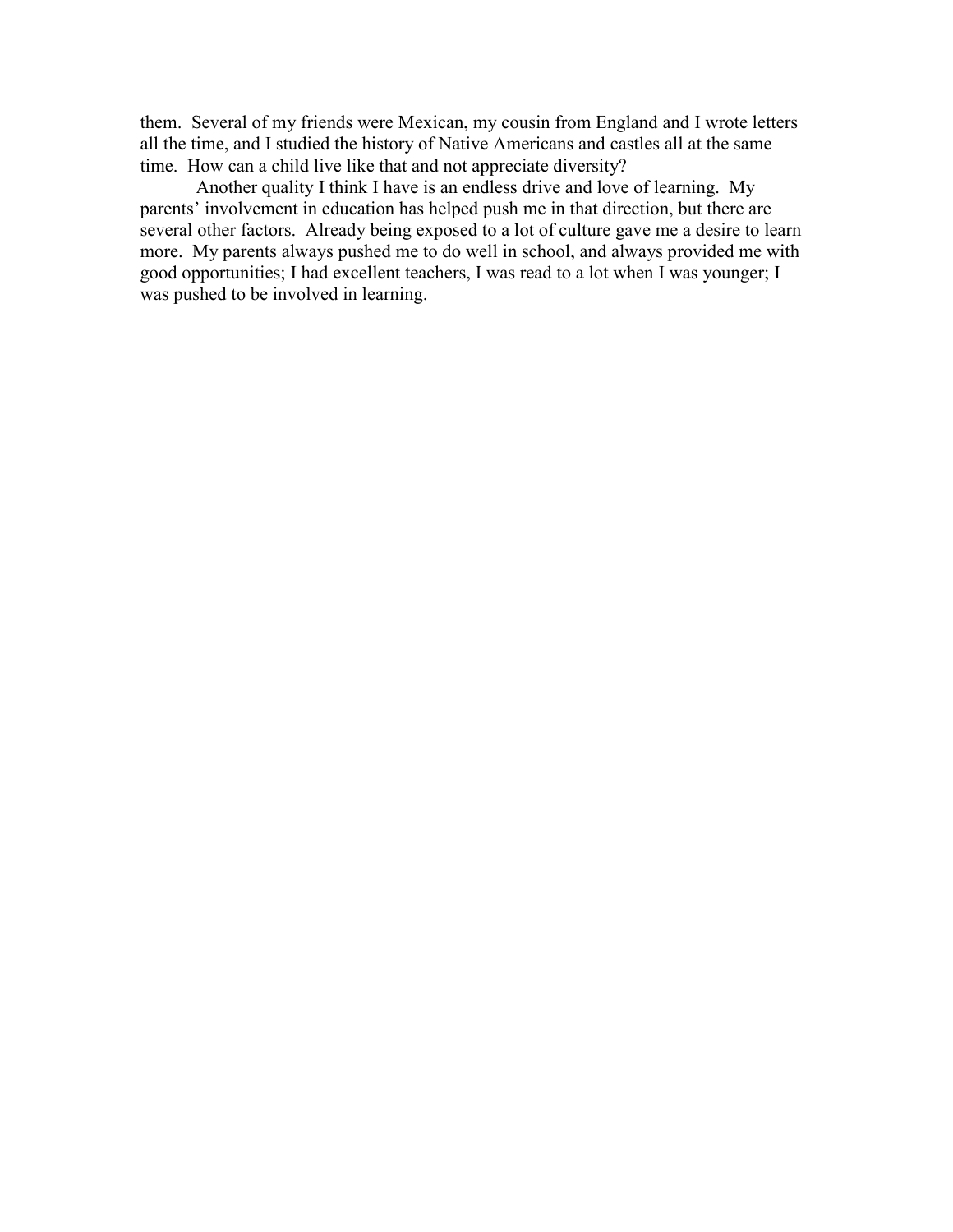them. Several of my friends were Mexican, my cousin from England and I wrote letters all the time, and I studied the history of Native Americans and castles all at the same time. How can a child live like that and not appreciate diversity?

Another quality I think I have is an endless drive and love of learning. My parents' involvement in education has helped push me in that direction, but there are several other factors. Already being exposed to a lot of culture gave me a desire to learn more. My parents always pushed me to do well in school, and always provided me with good opportunities; I had excellent teachers, I was read to a lot when I was younger; I was pushed to be involved in learning.